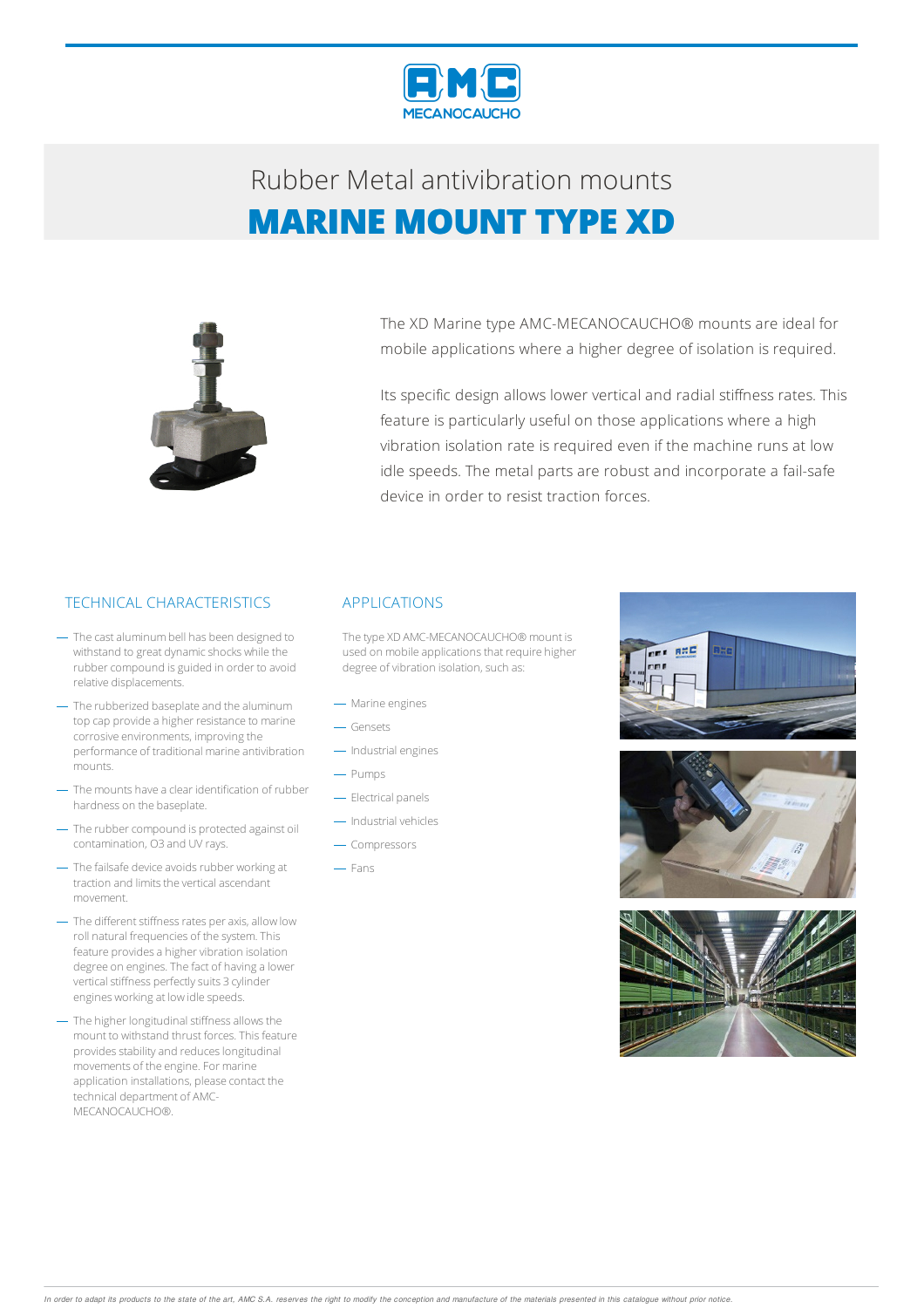# Rubber Metal antivibration mounts

## MARINE MOUNT TYPE XD

The XD Marine type AMC-MECANOCAUCHO® mounts are ideal for mobile applications where a higher degree of isolation is required.

Its specific design allows lower vertical and radial stiffness rates. This feature is particularly useful on those applications where a high vibration isolation rate is required even if the machine runs at low idle speeds. The metal parts are robust and incorporate a fail-safe device in order to resist traction forces.

### TECHNICAL CHARACTERISTICS

- The cast aluminum bell has been designed to withstand to great dynamic shocks while the rubber compound is guided in order to avoid relative displacements.
- The rubberized baseplate and the aluminum top cap provide a higher resistance to marine corrosive environments, improving the performance of traditional marine antivibration mounts.
- The mounts have a clear identification of rubber hardness on the baseplate.
- The rubber compound is protected against oil contamination, O3 and UV rays.
- The failsafe device avoids rubber working at traction and limits the vertical ascendant movement.
- The different stiffness rates per axis, allow low roll natural frequencies of the system. This feature provides a higher vibration isolation degree on engines. The fact of having a lower vertical stiffness perfectly suits 3 cylinder engines working at low idle speeds.
- The higher longitudinal stiffness allows the mount to withstand thrust forces. This feature provides stability and reduces longitudinal movements of the engine. For marine application installations, please contact the technical department of AMC-MECANOCAUCHO®.

### APPLICATIONS

The type XD AMC-MECANOCAUCHO® mount is used on mobile applications that require higher degree of vibration isolation, such as:

- Marine engines
- Gensets
- Industrial engines
- Pumps
- Electrical panels
- Industrial vehicles
- Compressors
- Fans

*In order to adapt its products to the state of the art, AMC S.A. reserves the right to modify the conception and manufacture of the materials presented in this catalogue without prior notice.*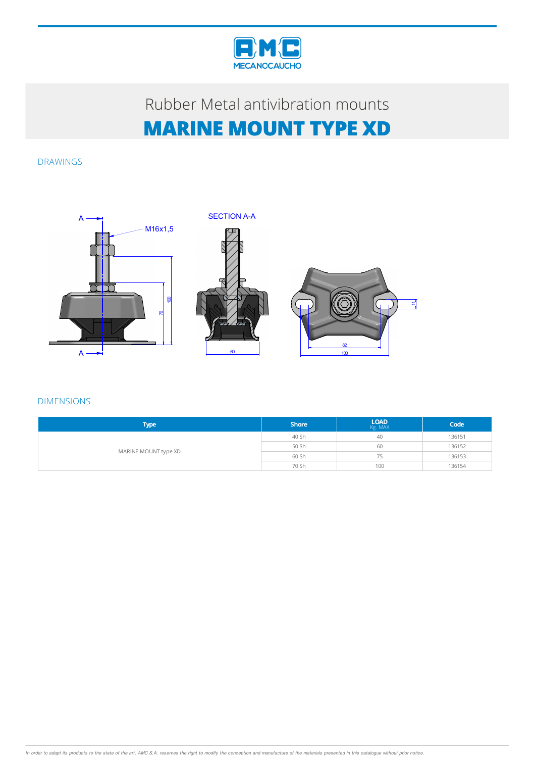Rubber Metal antivibration mounts

# MARINE MOUNT TYPE XD

## DRAWINGS

## DIMENSIONS

| Type | Shore | LOAD Kg. MAX | Code |
|---|---|---|---|
| MARINE MOUNT type XD | 40 Sh | 40 | 136151 |
| | 50 Sh | 60 | 136152 |
| | 60 Sh | 75 | 136153 |
| | 70 Sh | 100 | 136154 |

*In order to adapt its products to the state of the art, AMC S.A. reserves the right to modify the conception and manufacture of the materials presented in this catalogue without prior notice.*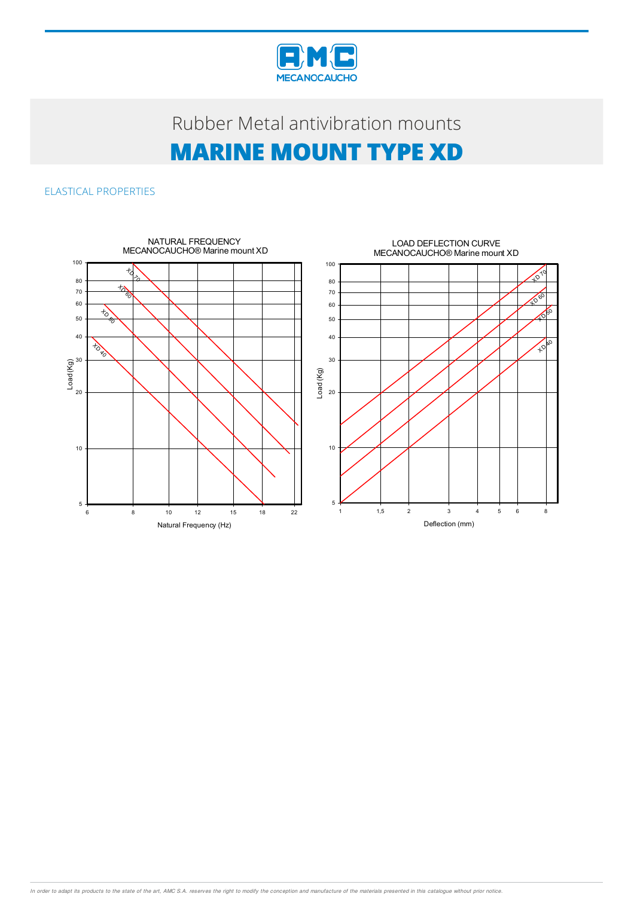Rubber Metal antivibration mounts

# MARINE MOUNT TYPE XD

## ELASTICAL PROPERTIES

NATURAL FREQUENCY
MECANOCAUCHO® Marine mount XD

Load (Kg)

Natural Frequency (Hz)

LOAD DEFLECTION CURVE
MECANOCAUCHO® Marine mount XD

Load (Kg)

Deflection (mm)

*In order to adapt its products to the state of the art, AMC S.A. reserves the right to modify the conception and manufacture of the materials presented in this catalogue without prior notice.*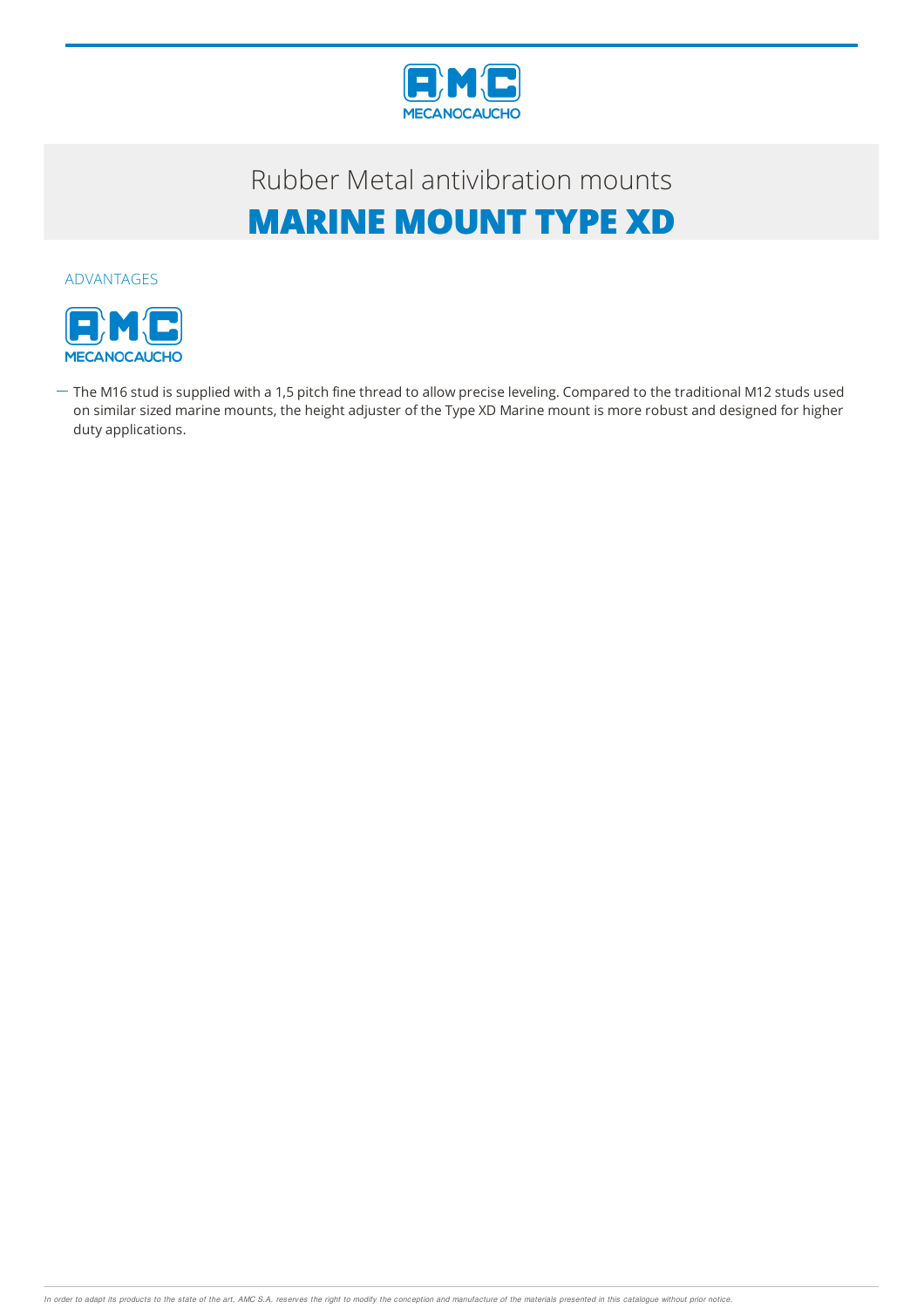Rubber Metal antivibration mounts

# MARINE MOUNT TYPE XD

## ADVANTAGES

- The M16 stud is supplied with a 1,5 pitch fine thread to allow precise leveling. Compared to the traditional M12 studs used on similar sized marine mounts, the height adjuster of the Type XD Marine mount is more robust and designed for higher duty applications.